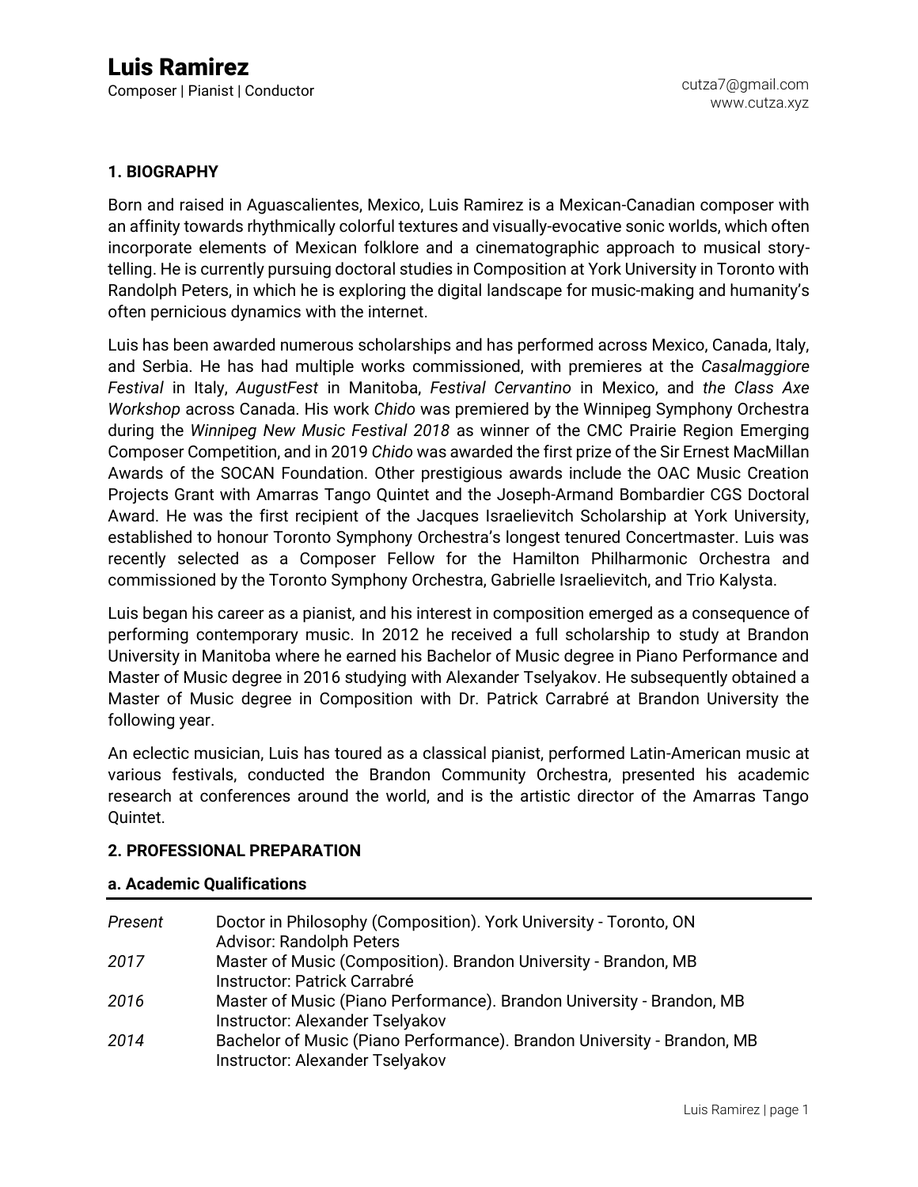# Luis Ramirez

Composer | Pianist | Conductor

cutza7@gmail.com
www.cutza.xyz

## 1. BIOGRAPHY

Born and raised in Aguascalientes, Mexico, Luis Ramirez is a Mexican-Canadian composer with an affinity towards rhythmically colorful textures and visually-evocative sonic worlds, which often incorporate elements of Mexican folklore and a cinematographic approach to musical story-telling. He is currently pursuing doctoral studies in Composition at York University in Toronto with Randolph Peters, in which he is exploring the digital landscape for music-making and humanity's often pernicious dynamics with the internet.

Luis has been awarded numerous scholarships and has performed across Mexico, Canada, Italy, and Serbia. He has had multiple works commissioned, with premieres at the *Casalmaggiore Festival* in Italy, *AugustFest* in Manitoba, *Festival Cervantino* in Mexico, and *the Class Axe Workshop* across Canada. His work *Chido* was premiered by the Winnipeg Symphony Orchestra during the *Winnipeg New Music Festival 2018* as winner of the CMC Prairie Region Emerging Composer Competition, and in 2019 *Chido* was awarded the first prize of the Sir Ernest MacMillan Awards of the SOCAN Foundation. Other prestigious awards include the OAC Music Creation Projects Grant with Amarras Tango Quintet and the Joseph-Armand Bombardier CGS Doctoral Award. He was the first recipient of the Jacques Israelievitch Scholarship at York University, established to honour Toronto Symphony Orchestra's longest tenured Concertmaster. Luis was recently selected as a Composer Fellow for the Hamilton Philharmonic Orchestra and commissioned by the Toronto Symphony Orchestra, Gabrielle Israelievitch, and Trio Kalysta.

Luis began his career as a pianist, and his interest in composition emerged as a consequence of performing contemporary music. In 2012 he received a full scholarship to study at Brandon University in Manitoba where he earned his Bachelor of Music degree in Piano Performance and Master of Music degree in 2016 studying with Alexander Tselyakov. He subsequently obtained a Master of Music degree in Composition with Dr. Patrick Carrabré at Brandon University the following year.

An eclectic musician, Luis has toured as a classical pianist, performed Latin-American music at various festivals, conducted the Brandon Community Orchestra, presented his academic research at conferences around the world, and is the artistic director of the Amarras Tango Quintet.

## 2. PROFESSIONAL PREPARATION

### a. Academic Qualifications

| | |
|---|---|
| *Present* | Doctor in Philosophy (Composition). York University - Toronto, ON<br>Advisor: Randolph Peters |
| *2017* | Master of Music (Composition). Brandon University - Brandon, MB<br>Instructor: Patrick Carrabré |
| *2016* | Master of Music (Piano Performance). Brandon University - Brandon, MB<br>Instructor: Alexander Tselyakov |
| *2014* | Bachelor of Music (Piano Performance). Brandon University - Brandon, MB<br>Instructor: Alexander Tselyakov |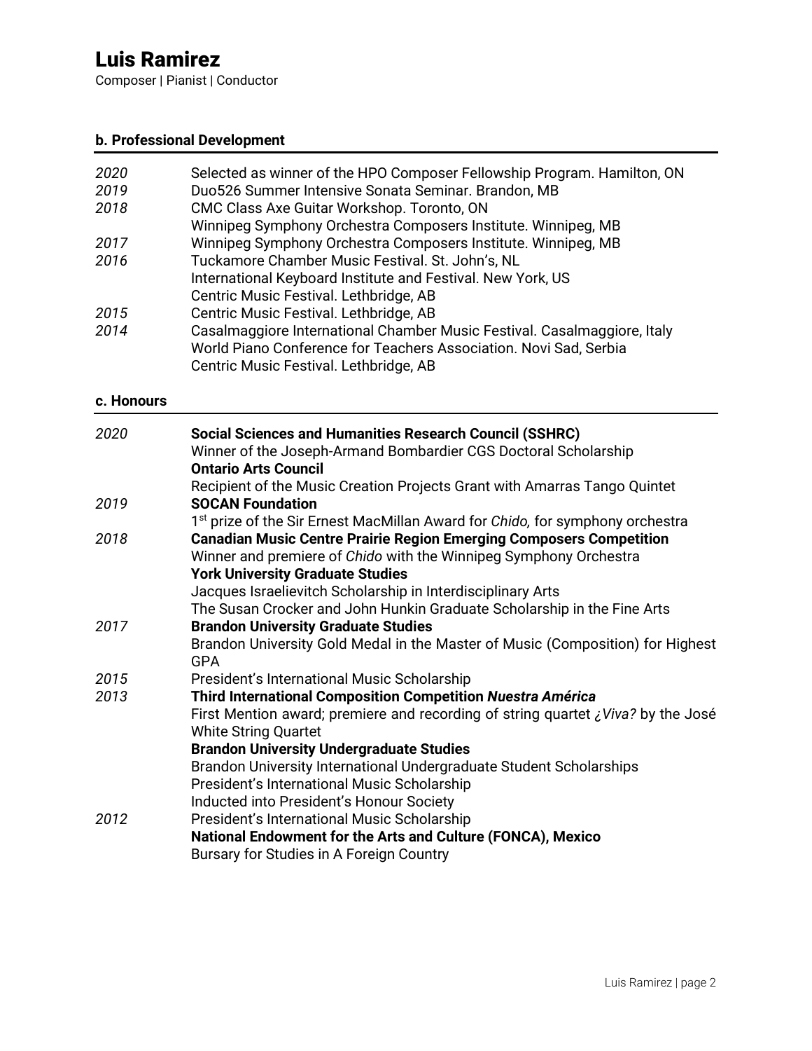# Luis Ramirez

Composer | Pianist | Conductor

## b. Professional Development

| | |
|---|---|
| *2020* | Selected as winner of the HPO Composer Fellowship Program. Hamilton, ON |
| *2019* | Duo526 Summer Intensive Sonata Seminar. Brandon, MB |
| *2018* | CMC Class Axe Guitar Workshop. Toronto, ON |
| | Winnipeg Symphony Orchestra Composers Institute. Winnipeg, MB |
| *2017* | Winnipeg Symphony Orchestra Composers Institute. Winnipeg, MB |
| *2016* | Tuckamore Chamber Music Festival. St. John's, NL |
| | International Keyboard Institute and Festival. New York, US |
| | Centric Music Festival. Lethbridge, AB |
| *2015* | Centric Music Festival. Lethbridge, AB |
| *2014* | Casalmaggiore International Chamber Music Festival. Casalmaggiore, Italy |
| | World Piano Conference for Teachers Association. Novi Sad, Serbia |
| | Centric Music Festival. Lethbridge, AB |

## c. Honours

| | |
|---|---|
| *2020* | **Social Sciences and Humanities Research Council (SSHRC)** |
| | Winner of the Joseph-Armand Bombardier CGS Doctoral Scholarship |
| | **Ontario Arts Council** |
| | Recipient of the Music Creation Projects Grant with Amarras Tango Quintet |
| *2019* | **SOCAN Foundation** |
| | 1st prize of the Sir Ernest MacMillan Award for *Chido,* for symphony orchestra |
| *2018* | **Canadian Music Centre Prairie Region Emerging Composers Competition** |
| | Winner and premiere of *Chido* with the Winnipeg Symphony Orchestra |
| | **York University Graduate Studies** |
| | Jacques Israelievitch Scholarship in Interdisciplinary Arts |
| | The Susan Crocker and John Hunkin Graduate Scholarship in the Fine Arts |
| *2017* | **Brandon University Graduate Studies** |
| | Brandon University Gold Medal in the Master of Music (Composition) for Highest GPA |
| *2015* | President's International Music Scholarship |
| *2013* | **Third International Composition Competition *Nuestra América*** |
| | First Mention award; premiere and recording of string quartet *¿Viva?* by the José White String Quartet |
| | **Brandon University Undergraduate Studies** |
| | Brandon University International Undergraduate Student Scholarships |
| | President's International Music Scholarship |
| | Inducted into President's Honour Society |
| *2012* | President's International Music Scholarship |
| | **National Endowment for the Arts and Culture (FONCA), Mexico** |
| | Bursary for Studies in A Foreign Country |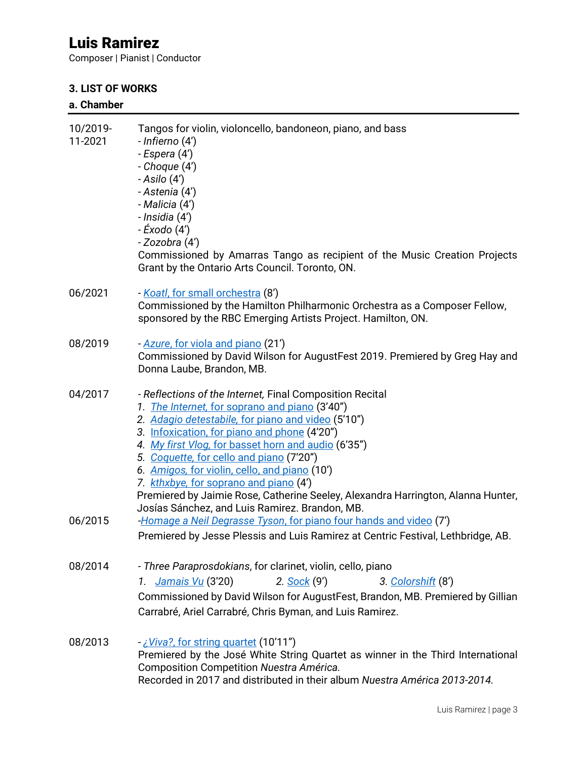# Luis Ramirez

Composer | Pianist | Conductor

### 3. LIST OF WORKS

#### a. Chamber

10/2019-11-2021

Tangos for violin, violoncello, bandoneon, piano, and bass
- *Infierno* (4')
- *Espera* (4')
- *Choque* (4')
- *Asilo* (4')
- *Astenia* (4')
- *Malicia* (4')
- *Insidia* (4')
- *Éxodo* (4')
- *Zozobra* (4')

Commissioned by Amarras Tango as recipient of the Music Creation Projects Grant by the Ontario Arts Council. Toronto, ON.

06/2021

- *Koatl*, for small orchestra (8')

Commissioned by the Hamilton Philharmonic Orchestra as a Composer Fellow, sponsored by the RBC Emerging Artists Project. Hamilton, ON.

08/2019

- *Azure*, for viola and piano (21')

Commissioned by David Wilson for AugustFest 2019. Premiered by Greg Hay and Donna Laube, Brandon, MB.

04/2017

- *Reflections of the Internet,* Final Composition Recital

1. *The Internet*, for soprano and piano (3'40")
2. *Adagio detestabile*, for piano and video (5'10")
3. Infoxication, for piano and phone (4'20")
4. *My first Vlog*, for basset horn and audio (6'35")
5. *Coquette*, for cello and piano (7'20")
6. *Amigos*, for violin, cello, and piano (10')
7. *kthxbye*, for soprano and piano (4')

Premiered by Jaimie Rose, Catherine Seeley, Alexandra Harrington, Alanna Hunter, Josías Sánchez, and Luis Ramirez. Brandon, MB.

06/2015

-*Homage a Neil Degrasse Tyson*, for piano four hands and video (7')

Premiered by Jesse Plessis and Luis Ramirez at Centric Festival, Lethbridge, AB.

08/2014

- *Three Paraprosdokians*, for clarinet, violin, cello, piano

1. *Jamais Vu* (3'20) 2. *Sock* (9') 3. *Colorshift* (8')

Commissioned by David Wilson for AugustFest, Brandon, MB. Premiered by Gillian Carrabré, Ariel Carrabré, Chris Byman, and Luis Ramirez.

08/2013

- *¿Viva?*, for string quartet (10'11")

Premiered by the José White String Quartet as winner in the Third International Composition Competition *Nuestra América.*
Recorded in 2017 and distributed in their album *Nuestra América 2013-2014.*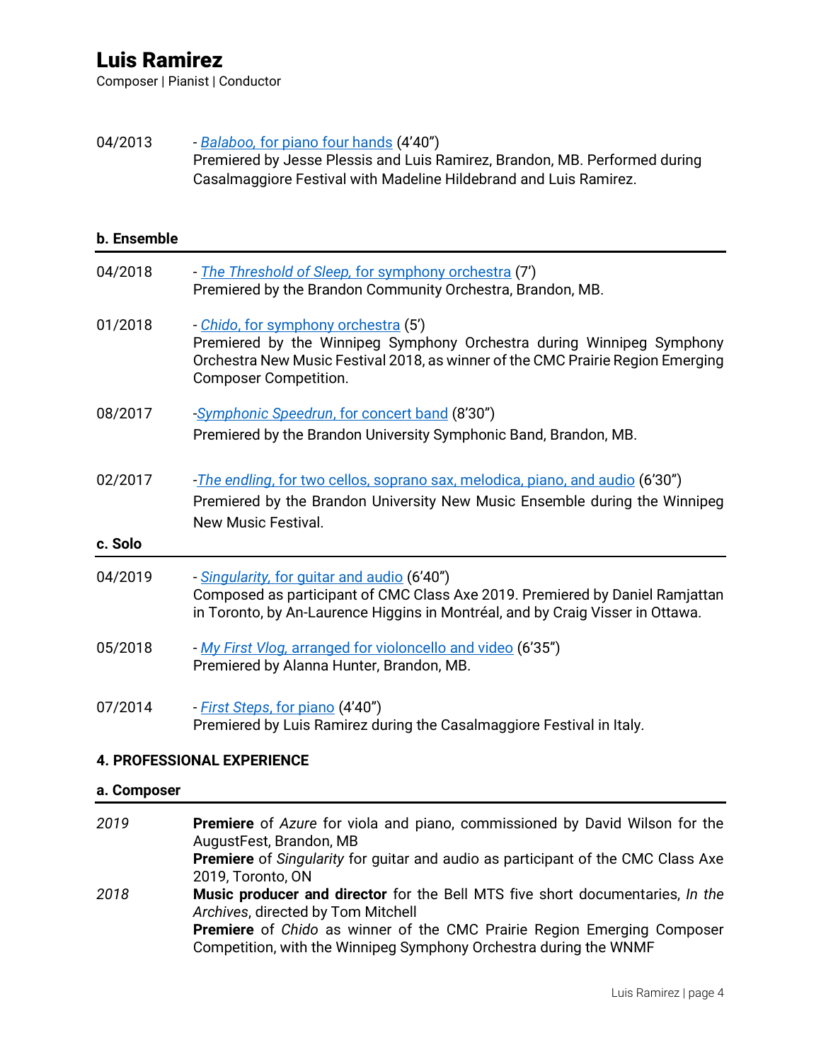# Luis Ramirez

Composer | Pianist | Conductor

| | |
|---|---|
| 04/2013 | - *Balaboo,* for piano four hands (4'40")<br>Premiered by Jesse Plessis and Luis Ramirez, Brandon, MB. Performed during Casalmaggiore Festival with Madeline Hildebrand and Luis Ramirez. |

### b. Ensemble

| | |
|---|---|
| 04/2018 | - *The Threshold of Sleep,* for symphony orchestra (7')<br>Premiered by the Brandon Community Orchestra, Brandon, MB. |
| 01/2018 | - *Chido*, for symphony orchestra (5')<br>Premiered by the Winnipeg Symphony Orchestra during Winnipeg Symphony Orchestra New Music Festival 2018, as winner of the CMC Prairie Region Emerging Composer Competition. |
| 08/2017 | -*Symphonic Speedrun*, for concert band (8'30")<br>Premiered by the Brandon University Symphonic Band, Brandon, MB. |
| 02/2017 | -*The endling*, for two cellos, soprano sax, melodica, piano, and audio (6'30")<br>Premiered by the Brandon University New Music Ensemble during the Winnipeg New Music Festival. |

### c. Solo

| | |
|---|---|
| 04/2019 | - *Singularity,* for guitar and audio (6'40")<br>Composed as participant of CMC Class Axe 2019. Premiered by Daniel Ramjattan in Toronto, by An-Laurence Higgins in Montréal, and by Craig Visser in Ottawa. |
| 05/2018 | - *My First Vlog,* arranged for violoncello and video (6'35")<br>Premiered by Alanna Hunter, Brandon, MB. |
| 07/2014 | - *First Steps*, for piano (4'40")<br>Premiered by Luis Ramirez during the Casalmaggiore Festival in Italy. |

## 4. PROFESSIONAL EXPERIENCE

### a. Composer

| | |
|---|---|
| *2019* | **Premiere** of *Azure* for viola and piano, commissioned by David Wilson for the AugustFest, Brandon, MB<br>**Premiere** of *Singularity* for guitar and audio as participant of the CMC Class Axe 2019, Toronto, ON |
| *2018* | **Music producer and director** for the Bell MTS five short documentaries, *In the Archives*, directed by Tom Mitchell<br>**Premiere** of *Chido* as winner of the CMC Prairie Region Emerging Composer Competition, with the Winnipeg Symphony Orchestra during the WNMF |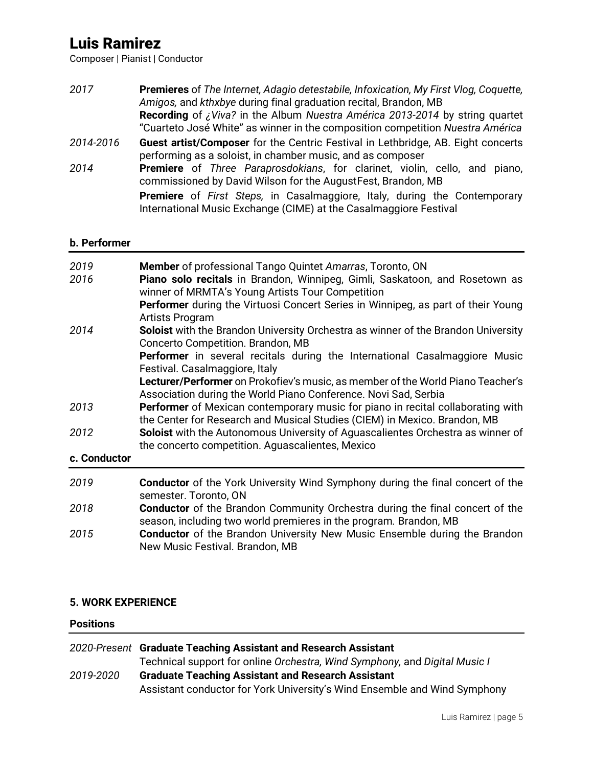# Luis Ramirez

Composer | Pianist | Conductor

| | |
|---|---|
| *2017* | **Premieres** of *The Internet, Adagio detestabile, Infoxication, My First Vlog, Coquette, Amigos,* and *kthxbye* during final graduation recital, Brandon, MB |
| | **Recording** of *¿Viva?* in the Album *Nuestra América 2013-2014* by string quartet "Cuarteto José White" as winner in the composition competition *Nuestra América* |
| *2014-2016* | **Guest artist/Composer** for the Centric Festival in Lethbridge, AB. Eight concerts performing as a soloist, in chamber music, and as composer |
| *2014* | **Premiere** of *Three Paraprosdokians*, for clarinet, violin, cello, and piano, commissioned by David Wilson for the AugustFest, Brandon, MB |
| | **Premiere** of *First Steps,* in Casalmaggiore, Italy, during the Contemporary International Music Exchange (CIME) at the Casalmaggiore Festival |

### b. Performer

| | |
|---|---|
| *2019* | **Member** of professional Tango Quintet *Amarras*, Toronto, ON |
| *2016* | **Piano solo recitals** in Brandon, Winnipeg, Gimli, Saskatoon, and Rosetown as winner of MRMTA's Young Artists Tour Competition |
| | **Performer** during the Virtuosi Concert Series in Winnipeg, as part of their Young Artists Program |
| *2014* | **Soloist** with the Brandon University Orchestra as winner of the Brandon University Concerto Competition. Brandon, MB |
| | **Performer** in several recitals during the International Casalmaggiore Music Festival. Casalmaggiore, Italy |
| | **Lecturer/Performer** on Prokofiev's music, as member of the World Piano Teacher's Association during the World Piano Conference. Novi Sad, Serbia |
| *2013* | **Performer** of Mexican contemporary music for piano in recital collaborating with the Center for Research and Musical Studies (CIEM) in Mexico. Brandon, MB |
| *2012* | **Soloist** with the Autonomous University of Aguascalientes Orchestra as winner of the concerto competition. Aguascalientes, Mexico |

### c. Conductor

| | |
|---|---|
| *2019* | **Conductor** of the York University Wind Symphony during the final concert of the semester. Toronto, ON |
| *2018* | **Conductor** of the Brandon Community Orchestra during the final concert of the season, including two world premieres in the program. Brandon, MB |
| *2015* | **Conductor** of the Brandon University New Music Ensemble during the Brandon New Music Festival. Brandon, MB |

## 5. WORK EXPERIENCE

### Positions

| | |
|---|---|
| *2020-Present* | **Graduate Teaching Assistant and Research Assistant** |
| | Technical support for online *Orchestra, Wind Symphony,* and *Digital Music I* |
| *2019-2020* | **Graduate Teaching Assistant and Research Assistant** |
| | Assistant conductor for York University's Wind Ensemble and Wind Symphony |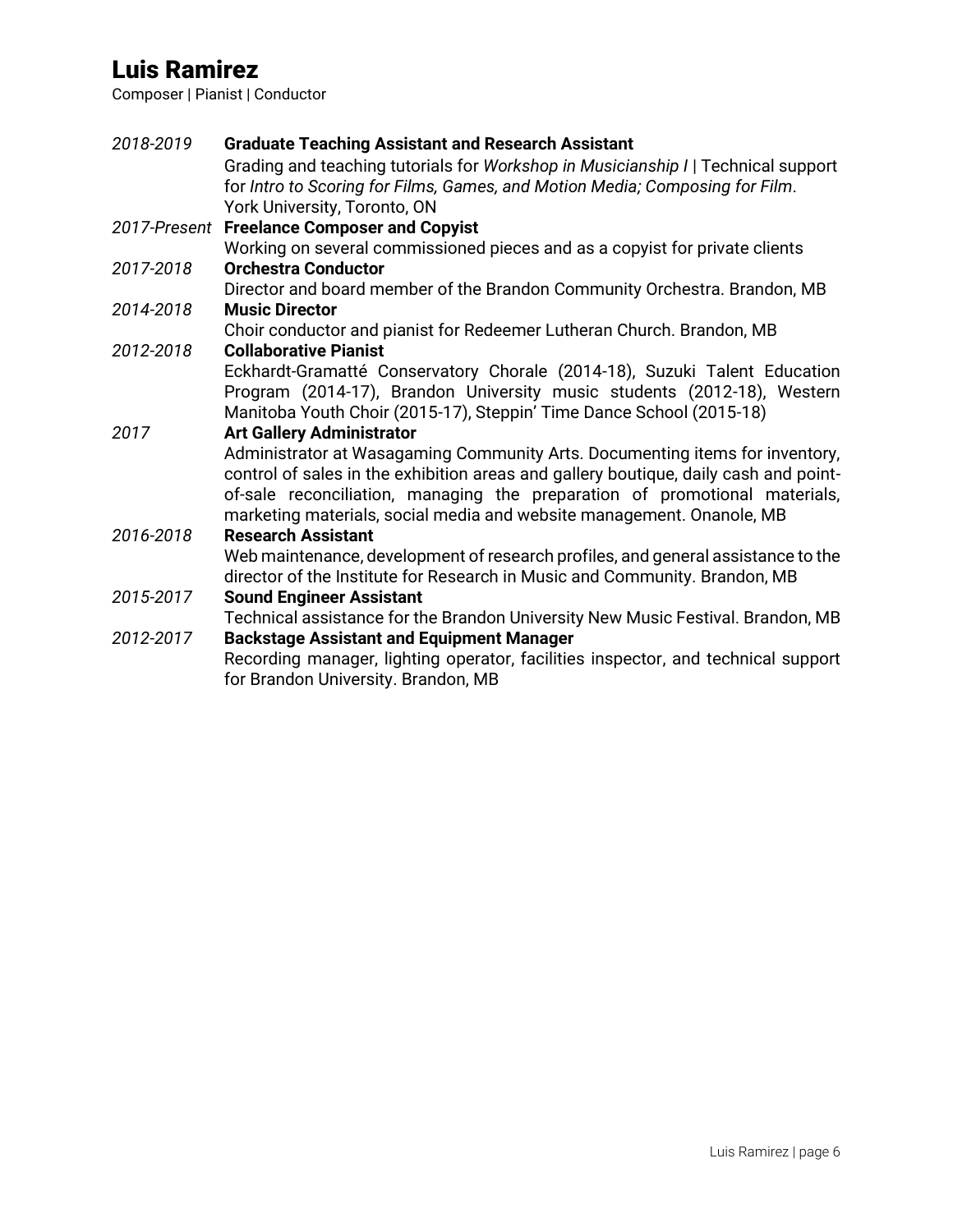# Luis Ramirez

Composer | Pianist | Conductor

*2018-2019* **Graduate Teaching Assistant and Research Assistant**
Grading and teaching tutorials for *Workshop in Musicianship I* | Technical support for *Intro to Scoring for Films, Games, and Motion Media; Composing for Film*. York University, Toronto, ON

*2017-Present* **Freelance Composer and Copyist**
Working on several commissioned pieces and as a copyist for private clients

*2017-2018* **Orchestra Conductor**
Director and board member of the Brandon Community Orchestra. Brandon, MB

*2014-2018* **Music Director**
Choir conductor and pianist for Redeemer Lutheran Church. Brandon, MB

*2012-2018* **Collaborative Pianist**
Eckhardt-Gramatté Conservatory Chorale (2014-18), Suzuki Talent Education Program (2014-17), Brandon University music students (2012-18), Western Manitoba Youth Choir (2015-17), Steppin' Time Dance School (2015-18)

*2017* **Art Gallery Administrator**
Administrator at Wasagaming Community Arts. Documenting items for inventory, control of sales in the exhibition areas and gallery boutique, daily cash and point-of-sale reconciliation, managing the preparation of promotional materials, marketing materials, social media and website management. Onanole, MB

*2016-2018* **Research Assistant**
Web maintenance, development of research profiles, and general assistance to the director of the Institute for Research in Music and Community. Brandon, MB

*2015-2017* **Sound Engineer Assistant**
Technical assistance for the Brandon University New Music Festival. Brandon, MB

*2012-2017* **Backstage Assistant and Equipment Manager**
Recording manager, lighting operator, facilities inspector, and technical support for Brandon University. Brandon, MB